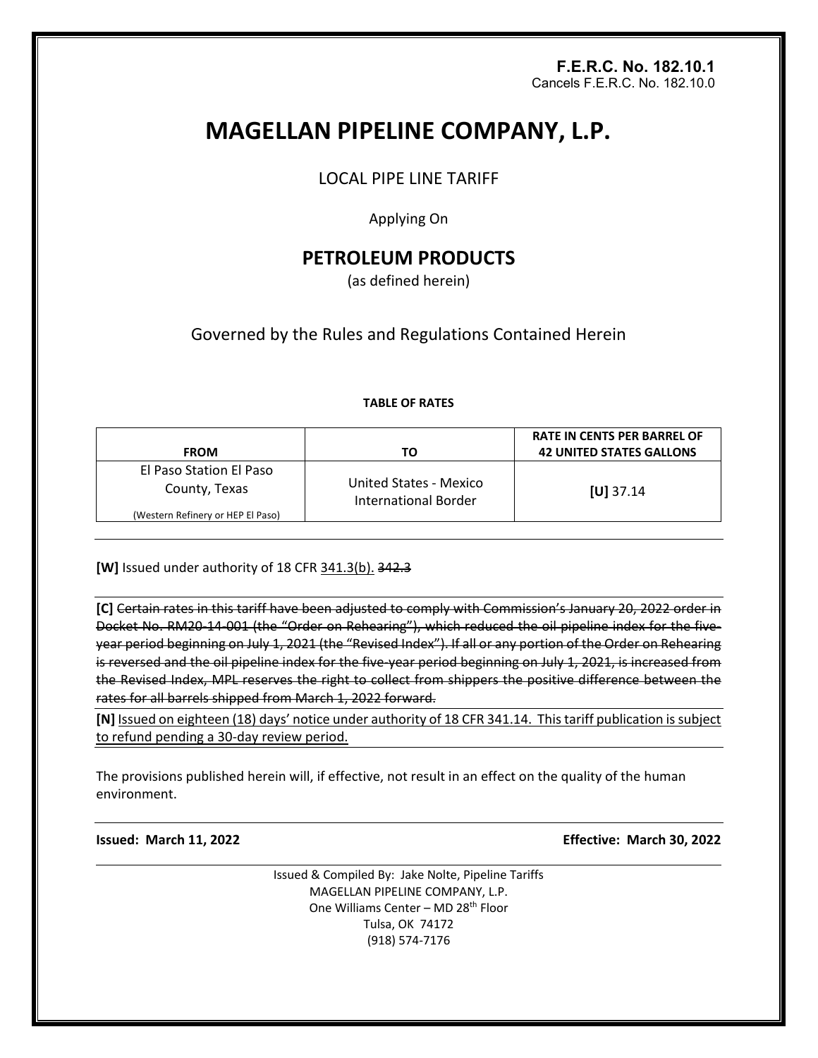**F.E.R.C. No. 182.10.1**
Cancels F.E.R.C. No. 182.10.0

# MAGELLAN PIPELINE COMPANY, L.P.

LOCAL PIPE LINE TARIFF

Applying On

## PETROLEUM PRODUCTS

(as defined herein)

Governed by the Rules and Regulations Contained Herein

**TABLE OF RATES**

| FROM | TO | RATE IN CENTS PER BARREL OF 42 UNITED STATES GALLONS |
|---|---|---|
| El Paso Station El Paso County, Texas (Western Refinery or HEP El Paso) | United States - Mexico International Border | **[U]** 37.14 |

**[W]** Issued under authority of 18 CFR 341.3(b). ~~342.3~~

**[C]** ~~Certain rates in this tariff have been adjusted to comply with Commission's January 20, 2022 order in Docket No. RM20-14-001 (the "Order on Rehearing"), which reduced the oil pipeline index for the five-year period beginning on July 1, 2021 (the "Revised Index"). If all or any portion of the Order on Rehearing is reversed and the oil pipeline index for the five-year period beginning on July 1, 2021, is increased from the Revised Index, MPL reserves the right to collect from shippers the positive difference between the rates for all barrels shipped from March 1, 2022 forward.~~

**[N]** Issued on eighteen (18) days' notice under authority of 18 CFR 341.14. This tariff publication is subject to refund pending a 30-day review period.

The provisions published herein will, if effective, not result in an effect on the quality of the human environment.

**Issued: March 11, 2022** **Effective: March 30, 2022**

Issued & Compiled By: Jake Nolte, Pipeline Tariffs
MAGELLAN PIPELINE COMPANY, L.P.
One Williams Center – MD 28th Floor
Tulsa, OK 74172
(918) 574-7176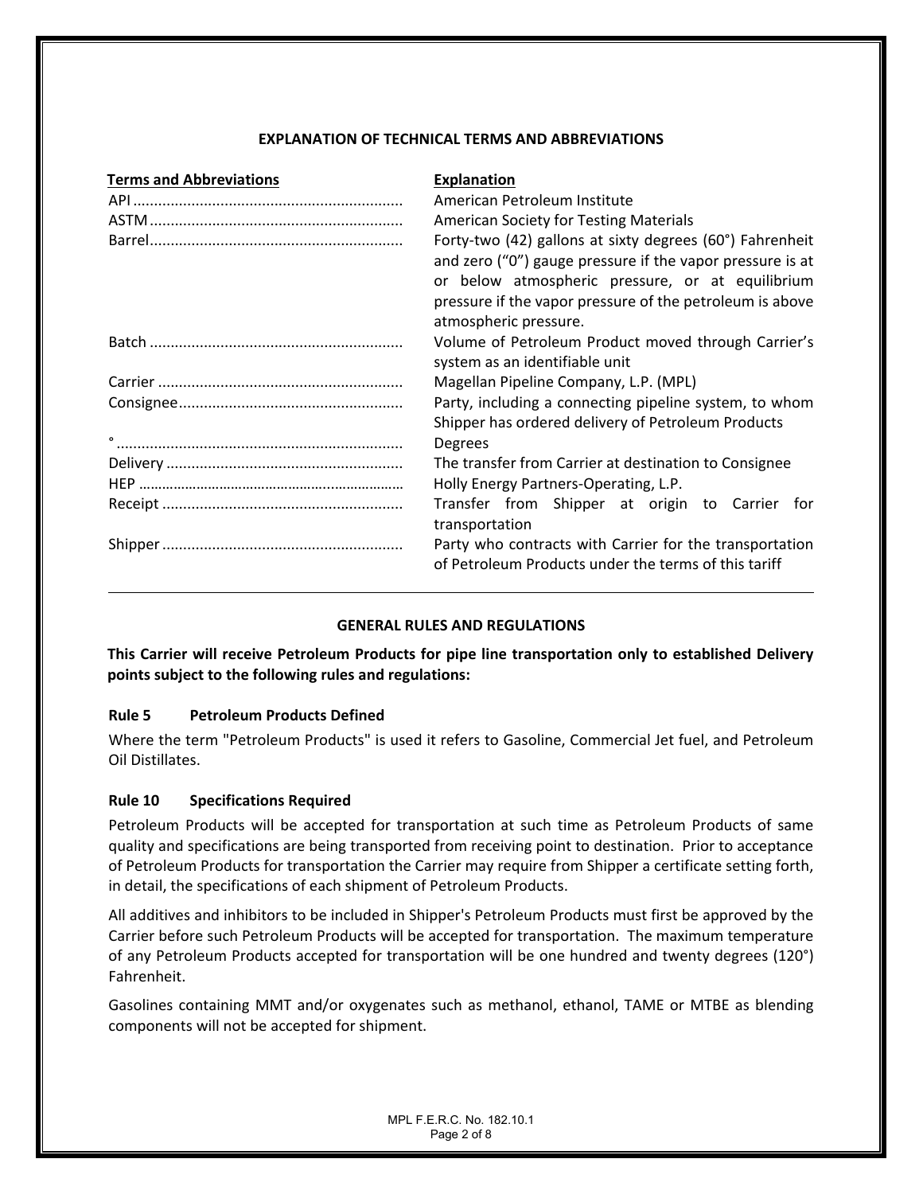## EXPLANATION OF TECHNICAL TERMS AND ABBREVIATIONS

| Terms and Abbreviations | Explanation |
|---|---|
| API | American Petroleum Institute |
| ASTM | American Society for Testing Materials |
| Barrel | Forty-two (42) gallons at sixty degrees (60°) Fahrenheit and zero ("0") gauge pressure if the vapor pressure is at or below atmospheric pressure, or at equilibrium pressure if the vapor pressure of the petroleum is above atmospheric pressure. |
| Batch | Volume of Petroleum Product moved through Carrier's system as an identifiable unit |
| Carrier | Magellan Pipeline Company, L.P. (MPL) |
| Consignee | Party, including a connecting pipeline system, to whom Shipper has ordered delivery of Petroleum Products |
| ° | Degrees |
| Delivery | The transfer from Carrier at destination to Consignee |
| HEP | Holly Energy Partners-Operating, L.P. |
| Receipt | Transfer from Shipper at origin to Carrier for transportation |
| Shipper | Party who contracts with Carrier for the transportation of Petroleum Products under the terms of this tariff |

## GENERAL RULES AND REGULATIONS

**This Carrier will receive Petroleum Products for pipe line transportation only to established Delivery points subject to the following rules and regulations:**

### Rule 5 Petroleum Products Defined

Where the term "Petroleum Products" is used it refers to Gasoline, Commercial Jet fuel, and Petroleum Oil Distillates.

### Rule 10 Specifications Required

Petroleum Products will be accepted for transportation at such time as Petroleum Products of same quality and specifications are being transported from receiving point to destination. Prior to acceptance of Petroleum Products for transportation the Carrier may require from Shipper a certificate setting forth, in detail, the specifications of each shipment of Petroleum Products.

All additives and inhibitors to be included in Shipper's Petroleum Products must first be approved by the Carrier before such Petroleum Products will be accepted for transportation. The maximum temperature of any Petroleum Products accepted for transportation will be one hundred and twenty degrees (120°) Fahrenheit.

Gasolines containing MMT and/or oxygenates such as methanol, ethanol, TAME or MTBE as blending components will not be accepted for shipment.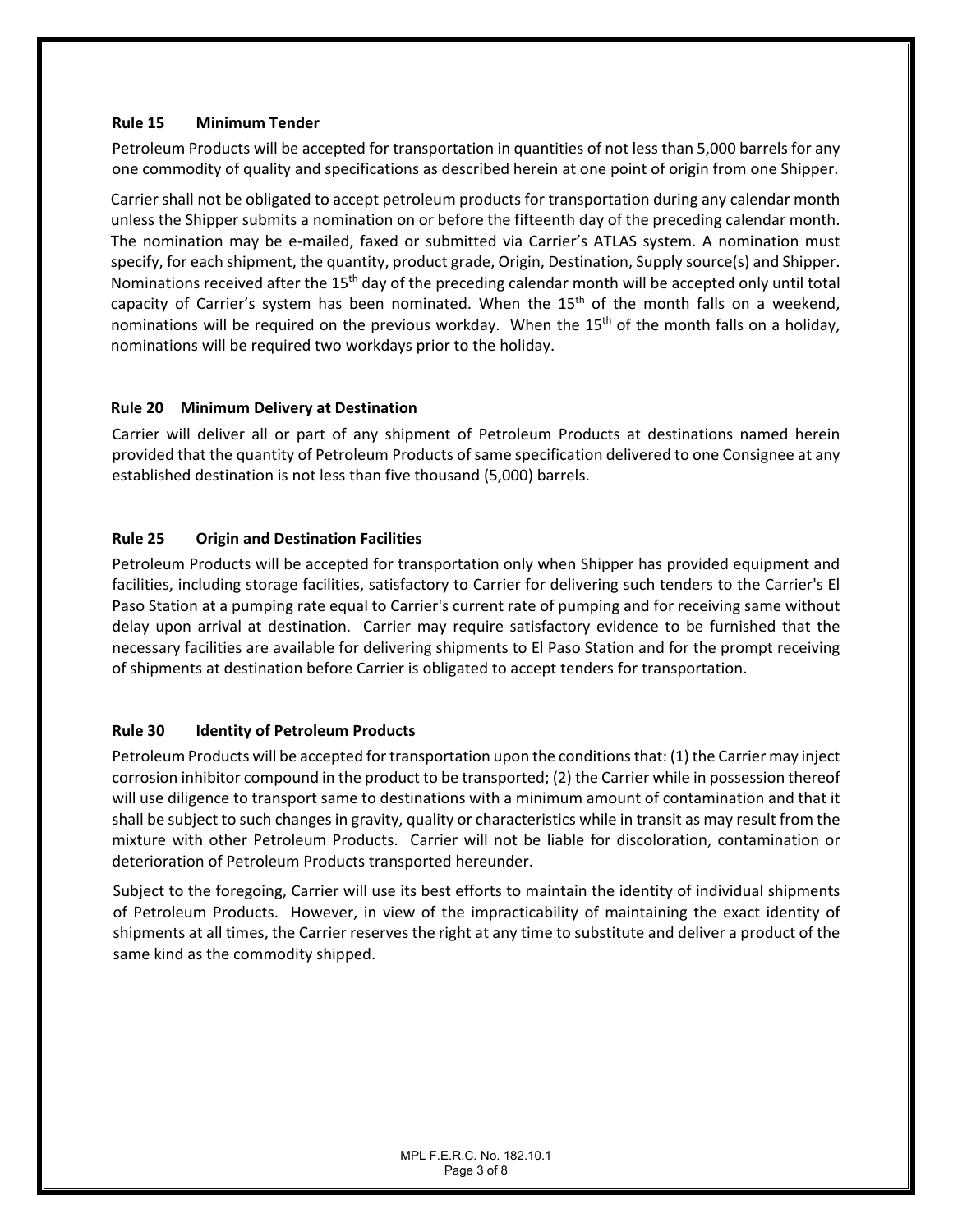### Rule 15 Minimum Tender

Petroleum Products will be accepted for transportation in quantities of not less than 5,000 barrels for any one commodity of quality and specifications as described herein at one point of origin from one Shipper.

Carrier shall not be obligated to accept petroleum products for transportation during any calendar month unless the Shipper submits a nomination on or before the fifteenth day of the preceding calendar month. The nomination may be e-mailed, faxed or submitted via Carrier's ATLAS system. A nomination must specify, for each shipment, the quantity, product grade, Origin, Destination, Supply source(s) and Shipper. Nominations received after the 15th day of the preceding calendar month will be accepted only until total capacity of Carrier's system has been nominated. When the 15th of the month falls on a weekend, nominations will be required on the previous workday. When the 15th of the month falls on a holiday, nominations will be required two workdays prior to the holiday.

### Rule 20 Minimum Delivery at Destination

Carrier will deliver all or part of any shipment of Petroleum Products at destinations named herein provided that the quantity of Petroleum Products of same specification delivered to one Consignee at any established destination is not less than five thousand (5,000) barrels.

### Rule 25 Origin and Destination Facilities

Petroleum Products will be accepted for transportation only when Shipper has provided equipment and facilities, including storage facilities, satisfactory to Carrier for delivering such tenders to the Carrier's El Paso Station at a pumping rate equal to Carrier's current rate of pumping and for receiving same without delay upon arrival at destination. Carrier may require satisfactory evidence to be furnished that the necessary facilities are available for delivering shipments to El Paso Station and for the prompt receiving of shipments at destination before Carrier is obligated to accept tenders for transportation.

### Rule 30 Identity of Petroleum Products

Petroleum Products will be accepted for transportation upon the conditions that: (1) the Carrier may inject corrosion inhibitor compound in the product to be transported; (2) the Carrier while in possession thereof will use diligence to transport same to destinations with a minimum amount of contamination and that it shall be subject to such changes in gravity, quality or characteristics while in transit as may result from the mixture with other Petroleum Products. Carrier will not be liable for discoloration, contamination or deterioration of Petroleum Products transported hereunder.

Subject to the foregoing, Carrier will use its best efforts to maintain the identity of individual shipments of Petroleum Products. However, in view of the impracticability of maintaining the exact identity of shipments at all times, the Carrier reserves the right at any time to substitute and deliver a product of the same kind as the commodity shipped.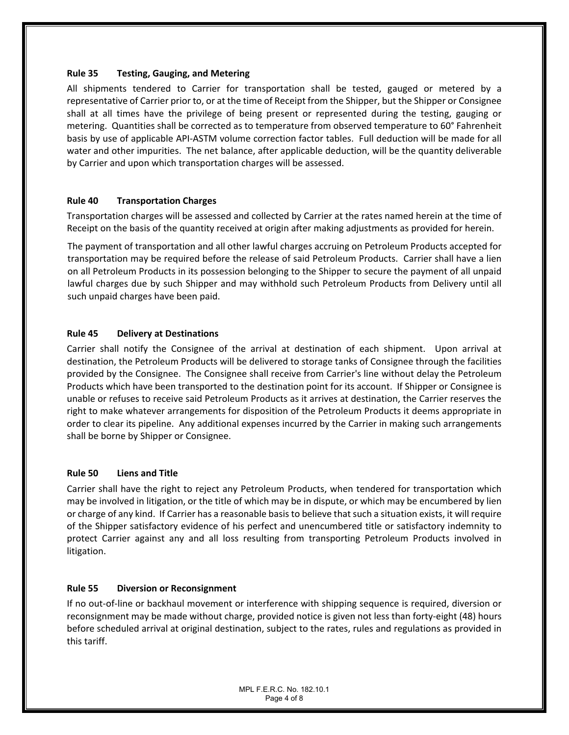### Rule 35 Testing, Gauging, and Metering

All shipments tendered to Carrier for transportation shall be tested, gauged or metered by a representative of Carrier prior to, or at the time of Receipt from the Shipper, but the Shipper or Consignee shall at all times have the privilege of being present or represented during the testing, gauging or metering. Quantities shall be corrected as to temperature from observed temperature to 60° Fahrenheit basis by use of applicable API-ASTM volume correction factor tables. Full deduction will be made for all water and other impurities. The net balance, after applicable deduction, will be the quantity deliverable by Carrier and upon which transportation charges will be assessed.

### Rule 40 Transportation Charges

Transportation charges will be assessed and collected by Carrier at the rates named herein at the time of Receipt on the basis of the quantity received at origin after making adjustments as provided for herein.

The payment of transportation and all other lawful charges accruing on Petroleum Products accepted for transportation may be required before the release of said Petroleum Products. Carrier shall have a lien on all Petroleum Products in its possession belonging to the Shipper to secure the payment of all unpaid lawful charges due by such Shipper and may withhold such Petroleum Products from Delivery until all such unpaid charges have been paid.

### Rule 45 Delivery at Destinations

Carrier shall notify the Consignee of the arrival at destination of each shipment. Upon arrival at destination, the Petroleum Products will be delivered to storage tanks of Consignee through the facilities provided by the Consignee. The Consignee shall receive from Carrier's line without delay the Petroleum Products which have been transported to the destination point for its account. If Shipper or Consignee is unable or refuses to receive said Petroleum Products as it arrives at destination, the Carrier reserves the right to make whatever arrangements for disposition of the Petroleum Products it deems appropriate in order to clear its pipeline. Any additional expenses incurred by the Carrier in making such arrangements shall be borne by Shipper or Consignee.

### Rule 50 Liens and Title

Carrier shall have the right to reject any Petroleum Products, when tendered for transportation which may be involved in litigation, or the title of which may be in dispute, or which may be encumbered by lien or charge of any kind. If Carrier has a reasonable basis to believe that such a situation exists, it will require of the Shipper satisfactory evidence of his perfect and unencumbered title or satisfactory indemnity to protect Carrier against any and all loss resulting from transporting Petroleum Products involved in litigation.

### Rule 55 Diversion or Reconsignment

If no out-of-line or backhaul movement or interference with shipping sequence is required, diversion or reconsignment may be made without charge, provided notice is given not less than forty-eight (48) hours before scheduled arrival at original destination, subject to the rates, rules and regulations as provided in this tariff.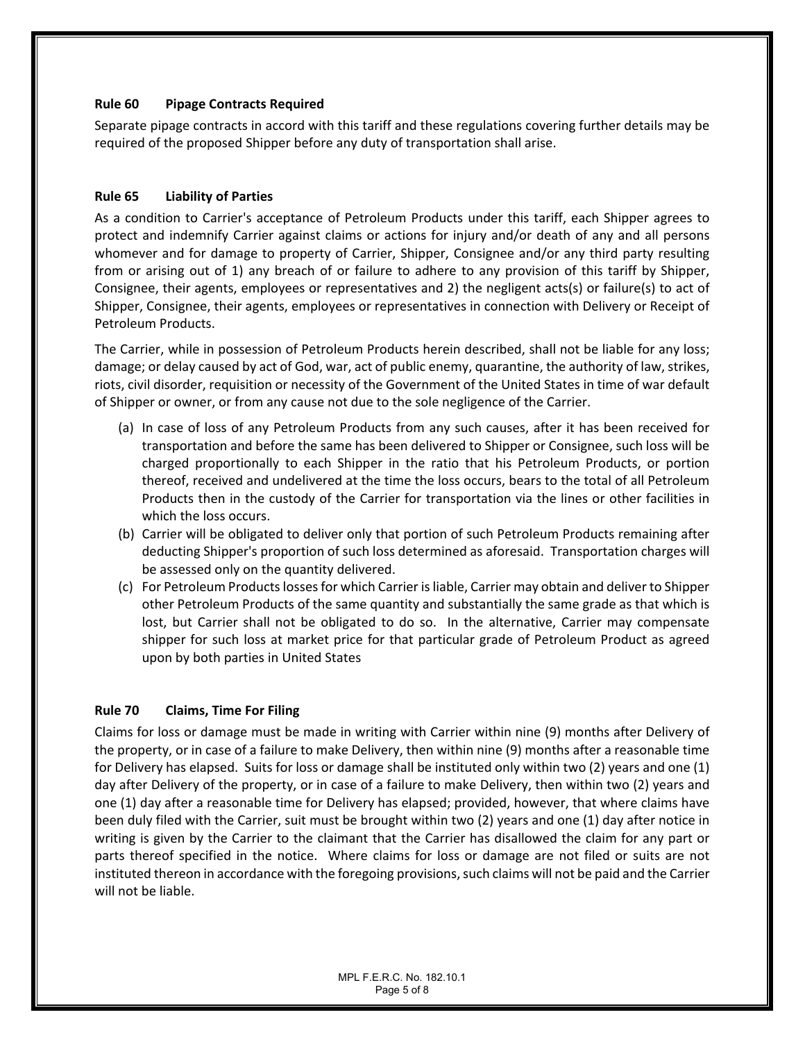### Rule 60 Pipage Contracts Required

Separate pipage contracts in accord with this tariff and these regulations covering further details may be required of the proposed Shipper before any duty of transportation shall arise.

### Rule 65 Liability of Parties

As a condition to Carrier's acceptance of Petroleum Products under this tariff, each Shipper agrees to protect and indemnify Carrier against claims or actions for injury and/or death of any and all persons whomever and for damage to property of Carrier, Shipper, Consignee and/or any third party resulting from or arising out of 1) any breach of or failure to adhere to any provision of this tariff by Shipper, Consignee, their agents, employees or representatives and 2) the negligent acts(s) or failure(s) to act of Shipper, Consignee, their agents, employees or representatives in connection with Delivery or Receipt of Petroleum Products.

The Carrier, while in possession of Petroleum Products herein described, shall not be liable for any loss; damage; or delay caused by act of God, war, act of public enemy, quarantine, the authority of law, strikes, riots, civil disorder, requisition or necessity of the Government of the United States in time of war default of Shipper or owner, or from any cause not due to the sole negligence of the Carrier.

(a) In case of loss of any Petroleum Products from any such causes, after it has been received for transportation and before the same has been delivered to Shipper or Consignee, such loss will be charged proportionally to each Shipper in the ratio that his Petroleum Products, or portion thereof, received and undelivered at the time the loss occurs, bears to the total of all Petroleum Products then in the custody of the Carrier for transportation via the lines or other facilities in which the loss occurs.

(b) Carrier will be obligated to deliver only that portion of such Petroleum Products remaining after deducting Shipper's proportion of such loss determined as aforesaid. Transportation charges will be assessed only on the quantity delivered.

(c) For Petroleum Products losses for which Carrier is liable, Carrier may obtain and deliver to Shipper other Petroleum Products of the same quantity and substantially the same grade as that which is lost, but Carrier shall not be obligated to do so. In the alternative, Carrier may compensate shipper for such loss at market price for that particular grade of Petroleum Product as agreed upon by both parties in United States

### Rule 70 Claims, Time For Filing

Claims for loss or damage must be made in writing with Carrier within nine (9) months after Delivery of the property, or in case of a failure to make Delivery, then within nine (9) months after a reasonable time for Delivery has elapsed. Suits for loss or damage shall be instituted only within two (2) years and one (1) day after Delivery of the property, or in case of a failure to make Delivery, then within two (2) years and one (1) day after a reasonable time for Delivery has elapsed; provided, however, that where claims have been duly filed with the Carrier, suit must be brought within two (2) years and one (1) day after notice in writing is given by the Carrier to the claimant that the Carrier has disallowed the claim for any part or parts thereof specified in the notice. Where claims for loss or damage are not filed or suits are not instituted thereon in accordance with the foregoing provisions, such claims will not be paid and the Carrier will not be liable.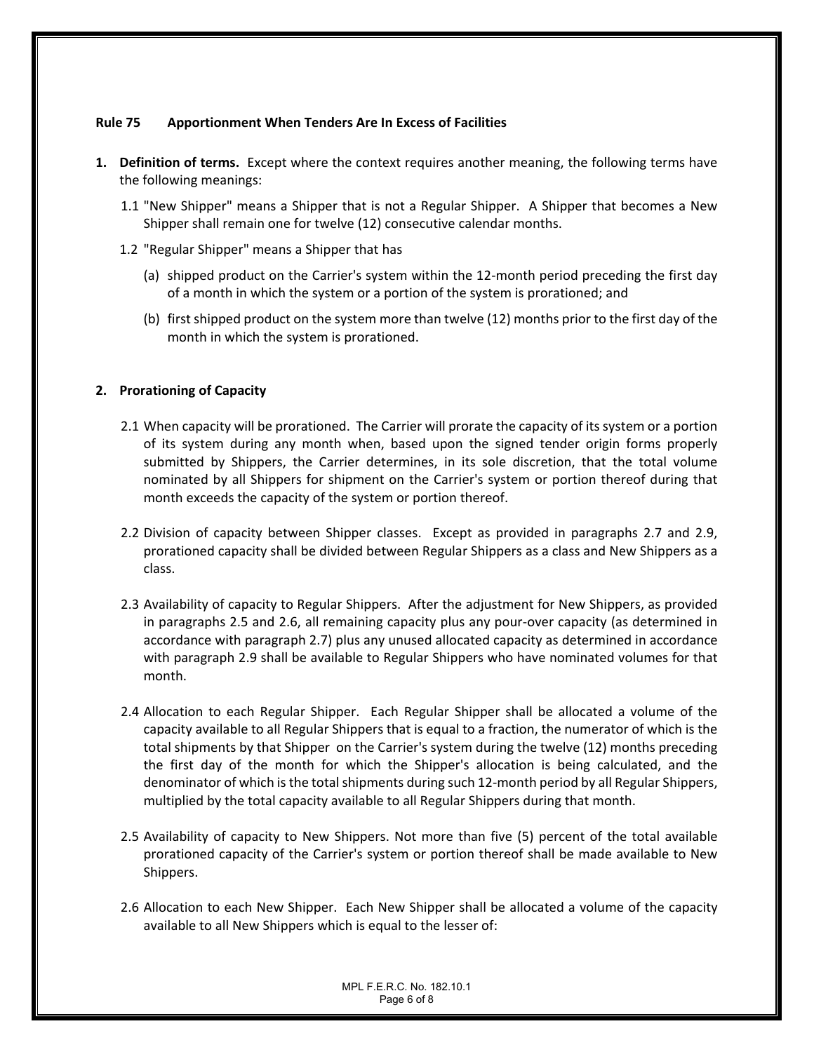### Rule 75 Apportionment When Tenders Are In Excess of Facilities

1. **Definition of terms.** Except where the context requires another meaning, the following terms have the following meanings:

   1.1 "New Shipper" means a Shipper that is not a Regular Shipper. A Shipper that becomes a New Shipper shall remain one for twelve (12) consecutive calendar months.

   1.2 "Regular Shipper" means a Shipper that has

      (a) shipped product on the Carrier's system within the 12-month period preceding the first day of a month in which the system or a portion of the system is prorationed; and

      (b) first shipped product on the system more than twelve (12) months prior to the first day of the month in which the system is prorationed.

2. **Prorationing of Capacity**

   2.1 When capacity will be prorationed. The Carrier will prorate the capacity of its system or a portion of its system during any month when, based upon the signed tender origin forms properly submitted by Shippers, the Carrier determines, in its sole discretion, that the total volume nominated by all Shippers for shipment on the Carrier's system or portion thereof during that month exceeds the capacity of the system or portion thereof.

   2.2 Division of capacity between Shipper classes. Except as provided in paragraphs 2.7 and 2.9, prorationed capacity shall be divided between Regular Shippers as a class and New Shippers as a class.

   2.3 Availability of capacity to Regular Shippers. After the adjustment for New Shippers, as provided in paragraphs 2.5 and 2.6, all remaining capacity plus any pour-over capacity (as determined in accordance with paragraph 2.7) plus any unused allocated capacity as determined in accordance with paragraph 2.9 shall be available to Regular Shippers who have nominated volumes for that month.

   2.4 Allocation to each Regular Shipper. Each Regular Shipper shall be allocated a volume of the capacity available to all Regular Shippers that is equal to a fraction, the numerator of which is the total shipments by that Shipper on the Carrier's system during the twelve (12) months preceding the first day of the month for which the Shipper's allocation is being calculated, and the denominator of which is the total shipments during such 12-month period by all Regular Shippers, multiplied by the total capacity available to all Regular Shippers during that month.

   2.5 Availability of capacity to New Shippers. Not more than five (5) percent of the total available prorationed capacity of the Carrier's system or portion thereof shall be made available to New Shippers.

   2.6 Allocation to each New Shipper. Each New Shipper shall be allocated a volume of the capacity available to all New Shippers which is equal to the lesser of: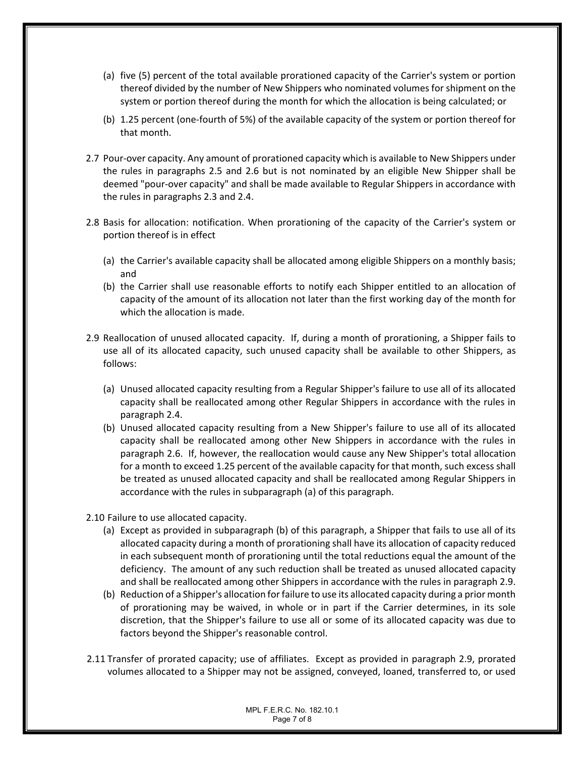(a) five (5) percent of the total available prorationed capacity of the Carrier's system or portion thereof divided by the number of New Shippers who nominated volumes for shipment on the system or portion thereof during the month for which the allocation is being calculated; or

(b) 1.25 percent (one-fourth of 5%) of the available capacity of the system or portion thereof for that month.

2.7 Pour-over capacity. Any amount of prorationed capacity which is available to New Shippers under the rules in paragraphs 2.5 and 2.6 but is not nominated by an eligible New Shipper shall be deemed "pour-over capacity" and shall be made available to Regular Shippers in accordance with the rules in paragraphs 2.3 and 2.4.

2.8 Basis for allocation: notification. When prorationing of the capacity of the Carrier's system or portion thereof is in effect

(a) the Carrier's available capacity shall be allocated among eligible Shippers on a monthly basis; and

(b) the Carrier shall use reasonable efforts to notify each Shipper entitled to an allocation of capacity of the amount of its allocation not later than the first working day of the month for which the allocation is made.

2.9 Reallocation of unused allocated capacity. If, during a month of prorationing, a Shipper fails to use all of its allocated capacity, such unused capacity shall be available to other Shippers, as follows:

(a) Unused allocated capacity resulting from a Regular Shipper's failure to use all of its allocated capacity shall be reallocated among other Regular Shippers in accordance with the rules in paragraph 2.4.

(b) Unused allocated capacity resulting from a New Shipper's failure to use all of its allocated capacity shall be reallocated among other New Shippers in accordance with the rules in paragraph 2.6. If, however, the reallocation would cause any New Shipper's total allocation for a month to exceed 1.25 percent of the available capacity for that month, such excess shall be treated as unused allocated capacity and shall be reallocated among Regular Shippers in accordance with the rules in subparagraph (a) of this paragraph.

2.10 Failure to use allocated capacity.

(a) Except as provided in subparagraph (b) of this paragraph, a Shipper that fails to use all of its allocated capacity during a month of prorationing shall have its allocation of capacity reduced in each subsequent month of prorationing until the total reductions equal the amount of the deficiency. The amount of any such reduction shall be treated as unused allocated capacity and shall be reallocated among other Shippers in accordance with the rules in paragraph 2.9.

(b) Reduction of a Shipper's allocation for failure to use its allocated capacity during a prior month of prorationing may be waived, in whole or in part if the Carrier determines, in its sole discretion, that the Shipper's failure to use all or some of its allocated capacity was due to factors beyond the Shipper's reasonable control.

2.11 Transfer of prorated capacity; use of affiliates. Except as provided in paragraph 2.9, prorated volumes allocated to a Shipper may not be assigned, conveyed, loaned, transferred to, or used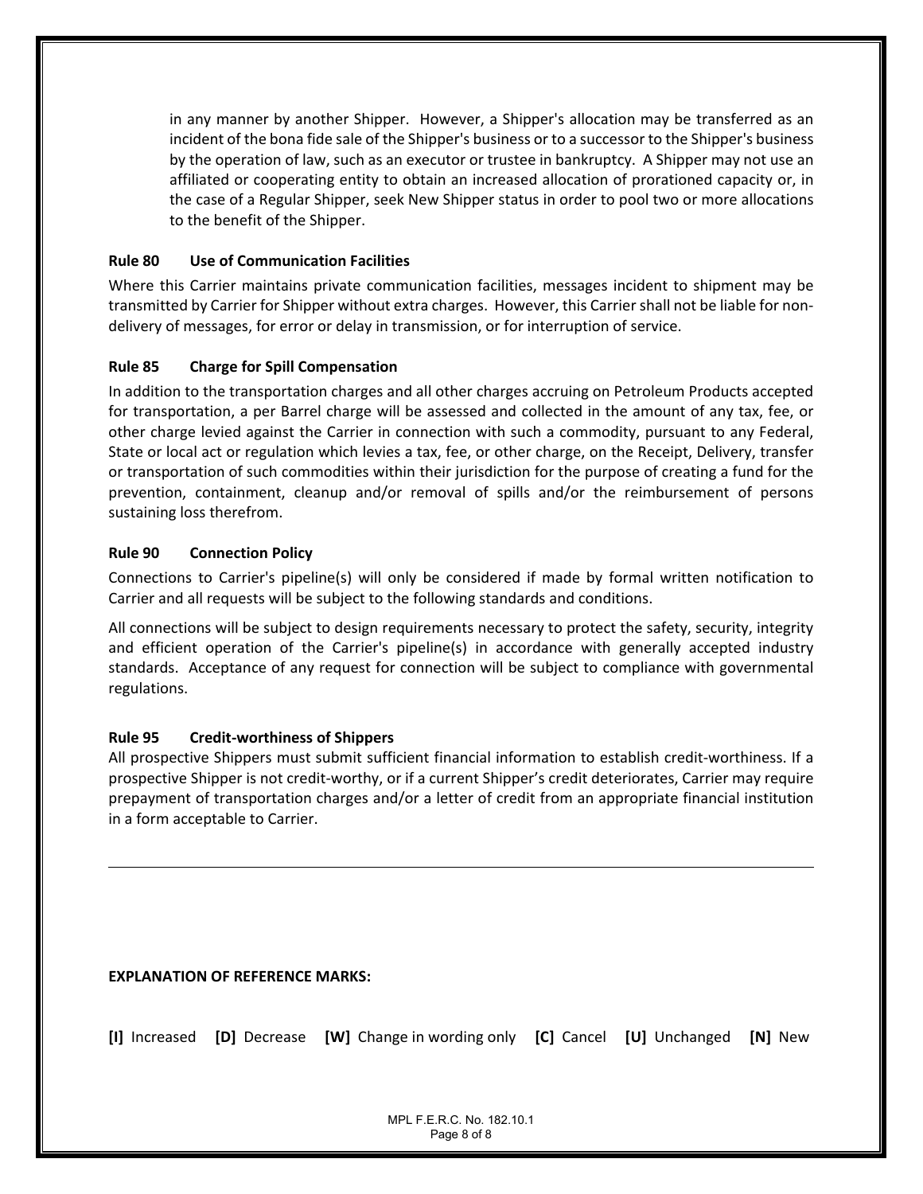in any manner by another Shipper. However, a Shipper's allocation may be transferred as an incident of the bona fide sale of the Shipper's business or to a successor to the Shipper's business by the operation of law, such as an executor or trustee in bankruptcy. A Shipper may not use an affiliated or cooperating entity to obtain an increased allocation of prorationed capacity or, in the case of a Regular Shipper, seek New Shipper status in order to pool two or more allocations to the benefit of the Shipper.

**Rule 80 Use of Communication Facilities**

Where this Carrier maintains private communication facilities, messages incident to shipment may be transmitted by Carrier for Shipper without extra charges. However, this Carrier shall not be liable for non-delivery of messages, for error or delay in transmission, or for interruption of service.

**Rule 85 Charge for Spill Compensation**

In addition to the transportation charges and all other charges accruing on Petroleum Products accepted for transportation, a per Barrel charge will be assessed and collected in the amount of any tax, fee, or other charge levied against the Carrier in connection with such a commodity, pursuant to any Federal, State or local act or regulation which levies a tax, fee, or other charge, on the Receipt, Delivery, transfer or transportation of such commodities within their jurisdiction for the purpose of creating a fund for the prevention, containment, cleanup and/or removal of spills and/or the reimbursement of persons sustaining loss therefrom.

**Rule 90 Connection Policy**

Connections to Carrier's pipeline(s) will only be considered if made by formal written notification to Carrier and all requests will be subject to the following standards and conditions.

All connections will be subject to design requirements necessary to protect the safety, security, integrity and efficient operation of the Carrier's pipeline(s) in accordance with generally accepted industry standards. Acceptance of any request for connection will be subject to compliance with governmental regulations.

**Rule 95 Credit-worthiness of Shippers**

All prospective Shippers must submit sufficient financial information to establish credit-worthiness. If a prospective Shipper is not credit-worthy, or if a current Shipper's credit deteriorates, Carrier may require prepayment of transportation charges and/or a letter of credit from an appropriate financial institution in a form acceptable to Carrier.

---

**EXPLANATION OF REFERENCE MARKS:**

**[I]** Increased **[D]** Decrease **[W]** Change in wording only **[C]** Cancel **[U]** Unchanged **[N]** New

MPL F.E.R.C. No. 182.10.1